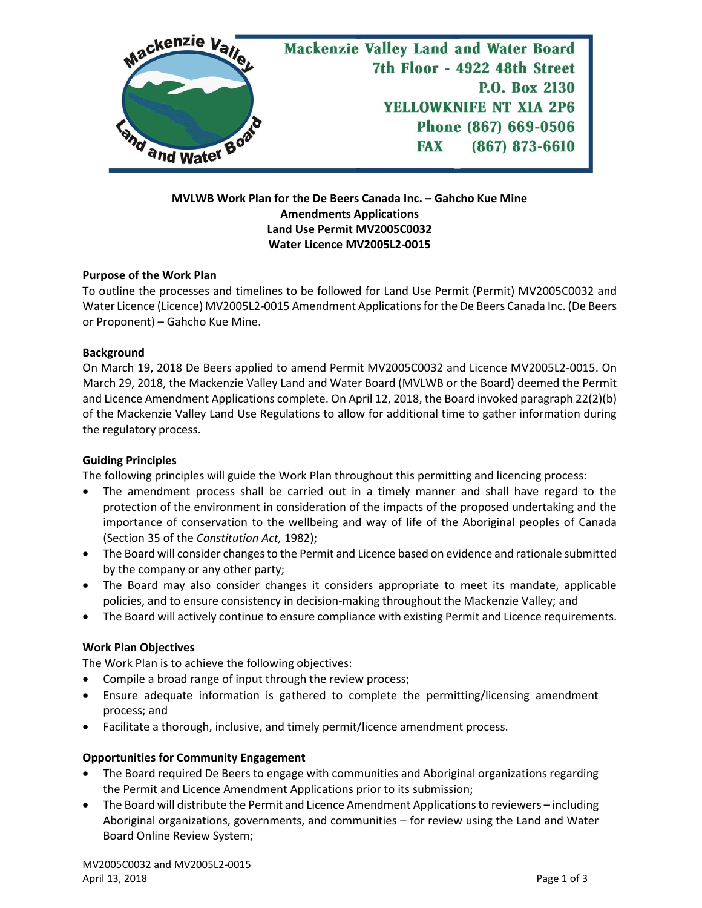**Mackenzie Valley Land and Water Board**
**7th Floor - 4922 48th Street**
**P.O. Box 2130**
**YELLOWKNIFE NT X1A 2P6**
**Phone (867) 669-0506**
**FAX (867) 873-6610**

**MVLWB Work Plan for the De Beers Canada Inc. – Gahcho Kue Mine**
**Amendments Applications**
**Land Use Permit MV2005C0032**
**Water Licence MV2005L2-0015**

**Purpose of the Work Plan**

To outline the processes and timelines to be followed for Land Use Permit (Permit) MV2005C0032 and Water Licence (Licence) MV2005L2-0015 Amendment Applications for the De Beers Canada Inc. (De Beers or Proponent) – Gahcho Kue Mine.

**Background**

On March 19, 2018 De Beers applied to amend Permit MV2005C0032 and Licence MV2005L2-0015. On March 29, 2018, the Mackenzie Valley Land and Water Board (MVLWB or the Board) deemed the Permit and Licence Amendment Applications complete. On April 12, 2018, the Board invoked paragraph 22(2)(b) of the Mackenzie Valley Land Use Regulations to allow for additional time to gather information during the regulatory process.

**Guiding Principles**

The following principles will guide the Work Plan throughout this permitting and licencing process:

- The amendment process shall be carried out in a timely manner and shall have regard to the protection of the environment in consideration of the impacts of the proposed undertaking and the importance of conservation to the wellbeing and way of life of the Aboriginal peoples of Canada (Section 35 of the *Constitution Act,* 1982);
- The Board will consider changes to the Permit and Licence based on evidence and rationale submitted by the company or any other party;
- The Board may also consider changes it considers appropriate to meet its mandate, applicable policies, and to ensure consistency in decision-making throughout the Mackenzie Valley; and
- The Board will actively continue to ensure compliance with existing Permit and Licence requirements.

**Work Plan Objectives**

The Work Plan is to achieve the following objectives:

- Compile a broad range of input through the review process;
- Ensure adequate information is gathered to complete the permitting/licensing amendment process; and
- Facilitate a thorough, inclusive, and timely permit/licence amendment process.

**Opportunities for Community Engagement**

- The Board required De Beers to engage with communities and Aboriginal organizations regarding the Permit and Licence Amendment Applications prior to its submission;
- The Board will distribute the Permit and Licence Amendment Applications to reviewers – including Aboriginal organizations, governments, and communities – for review using the Land and Water Board Online Review System;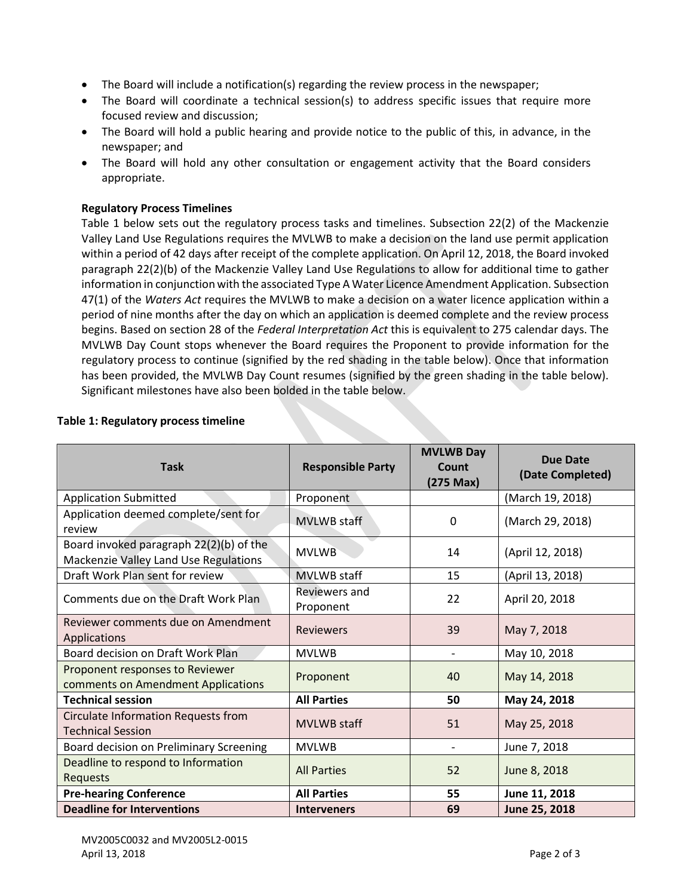- The Board will include a notification(s) regarding the review process in the newspaper;
- The Board will coordinate a technical session(s) to address specific issues that require more focused review and discussion;
- The Board will hold a public hearing and provide notice to the public of this, in advance, in the newspaper; and
- The Board will hold any other consultation or engagement activity that the Board considers appropriate.

**Regulatory Process Timelines**

Table 1 below sets out the regulatory process tasks and timelines. Subsection 22(2) of the Mackenzie Valley Land Use Regulations requires the MVLWB to make a decision on the land use permit application within a period of 42 days after receipt of the complete application. On April 12, 2018, the Board invoked paragraph 22(2)(b) of the Mackenzie Valley Land Use Regulations to allow for additional time to gather information in conjunction with the associated Type A Water Licence Amendment Application. Subsection 47(1) of the *Waters Act* requires the MVLWB to make a decision on a water licence application within a period of nine months after the day on which an application is deemed complete and the review process begins. Based on section 28 of the *Federal Interpretation Act* this is equivalent to 275 calendar days. The MVLWB Day Count stops whenever the Board requires the Proponent to provide information for the regulatory process to continue (signified by the red shading in the table below). Once that information has been provided, the MVLWB Day Count resumes (signified by the green shading in the table below). Significant milestones have also been bolded in the table below.

**Table 1: Regulatory process timeline**

| Task | Responsible Party | MVLWB Day Count (275 Max) | Due Date (Date Completed) |
|---|---|---|---|
| Application Submitted | Proponent | | (March 19, 2018) |
| Application deemed complete/sent for review | MVLWB staff | 0 | (March 29, 2018) |
| Board invoked paragraph 22(2)(b) of the Mackenzie Valley Land Use Regulations | MVLWB | 14 | (April 12, 2018) |
| Draft Work Plan sent for review | MVLWB staff | 15 | (April 13, 2018) |
| Comments due on the Draft Work Plan | Reviewers and Proponent | 22 | April 20, 2018 |
| Reviewer comments due on Amendment Applications | Reviewers | 39 | May 7, 2018 |
| Board decision on Draft Work Plan | MVLWB | - | May 10, 2018 |
| Proponent responses to Reviewer comments on Amendment Applications | Proponent | 40 | May 14, 2018 |
| **Technical session** | **All Parties** | **50** | **May 24, 2018** |
| Circulate Information Requests from Technical Session | MVLWB staff | 51 | May 25, 2018 |
| Board decision on Preliminary Screening | MVLWB | - | June 7, 2018 |
| Deadline to respond to Information Requests | All Parties | 52 | June 8, 2018 |
| **Pre-hearing Conference** | **All Parties** | **55** | **June 11, 2018** |
| **Deadline for Interventions** | **Interveners** | **69** | **June 25, 2018** |

MV2005C0032 and MV2005L2-0015
April 13, 2018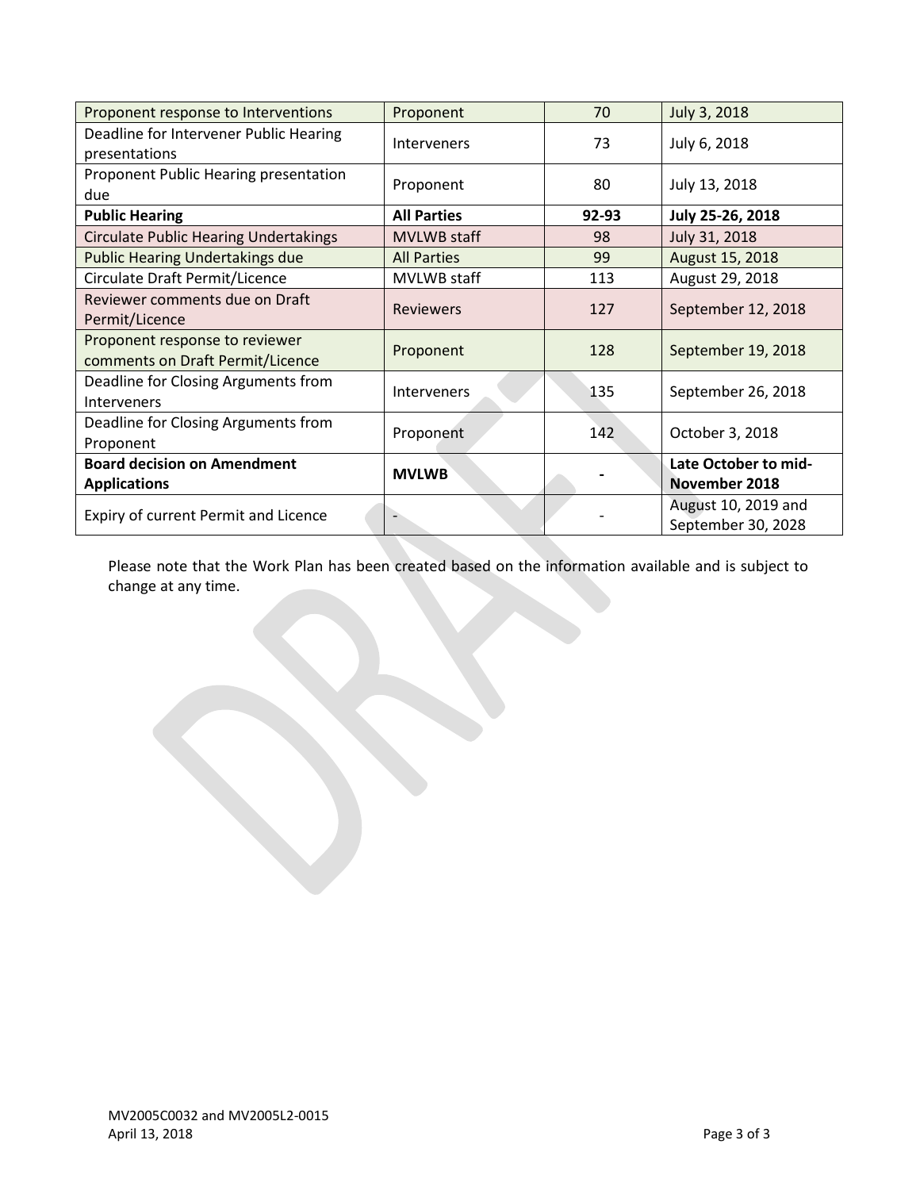| | | | |
|---|---|---|---|
| Proponent response to Interventions | Proponent | 70 | July 3, 2018 |
| Deadline for Intervener Public Hearing presentations | Interveners | 73 | July 6, 2018 |
| Proponent Public Hearing presentation due | Proponent | 80 | July 13, 2018 |
| **Public Hearing** | **All Parties** | **92-93** | **July 25-26, 2018** |
| Circulate Public Hearing Undertakings | MVLWB staff | 98 | July 31, 2018 |
| Public Hearing Undertakings due | All Parties | 99 | August 15, 2018 |
| Circulate Draft Permit/Licence | MVLWB staff | 113 | August 29, 2018 |
| Reviewer comments due on Draft Permit/Licence | Reviewers | 127 | September 12, 2018 |
| Proponent response to reviewer comments on Draft Permit/Licence | Proponent | 128 | September 19, 2018 |
| Deadline for Closing Arguments from Interveners | Interveners | 135 | September 26, 2018 |
| Deadline for Closing Arguments from Proponent | Proponent | 142 | October 3, 2018 |
| **Board decision on Amendment Applications** | **MVLWB** | **-** | **Late October to mid-November 2018** |
| Expiry of current Permit and Licence | - | - | August 10, 2019 and September 30, 2028 |

Please note that the Work Plan has been created based on the information available and is subject to change at any time.

MV2005C0032 and MV2005L2-0015
April 13, 2018